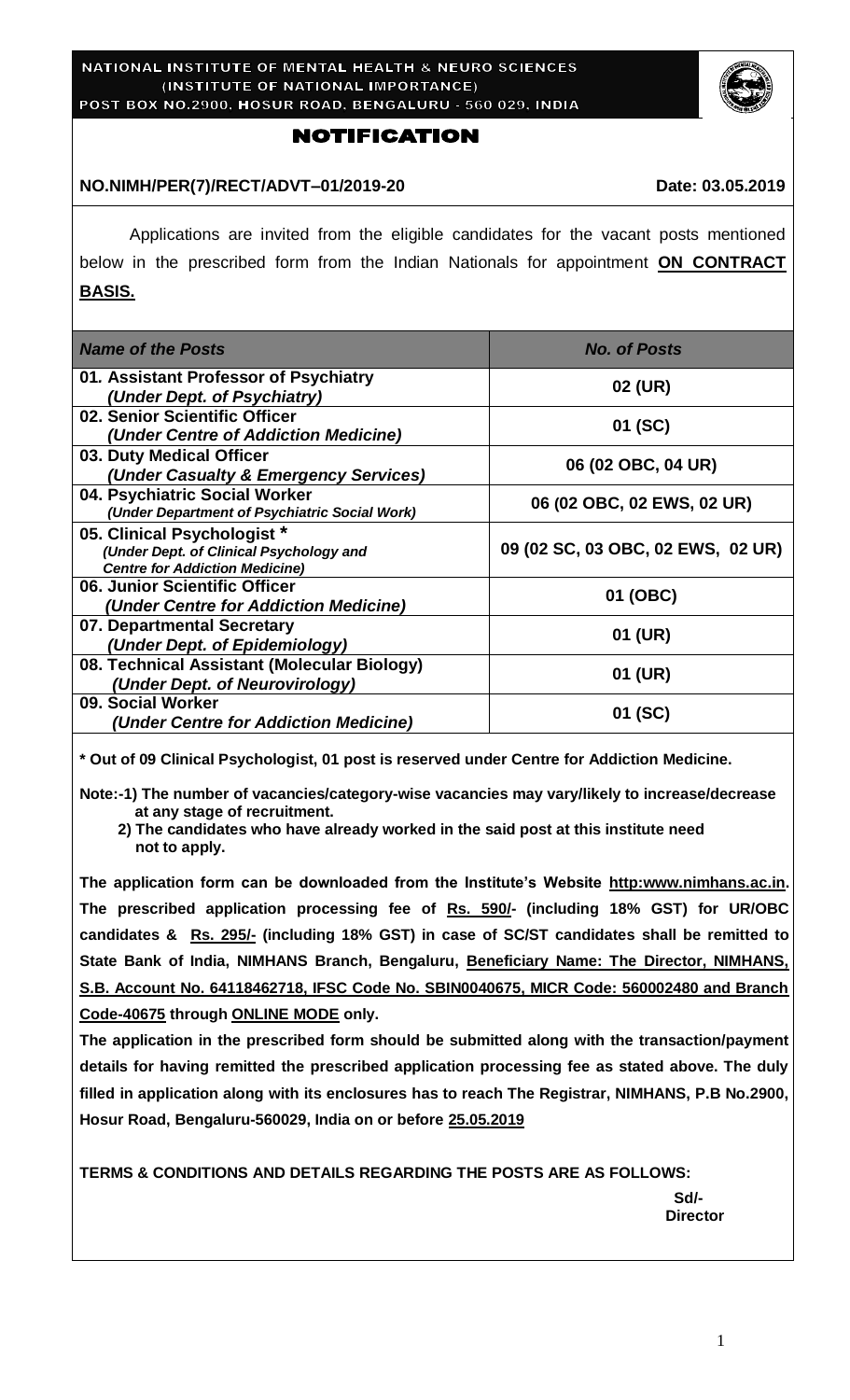NATIONAL INSTITUTE OF MENTAL HEALTH & NEURO SCIENCES
(INSTITUTE OF NATIONAL IMPORTANCE)
POST BOX NO.2900, HOSUR ROAD, BENGALURU - 560 029, INDIA

# NOTIFICATION

**NO.NIMH/PER(7)/RECT/ADVT–01/2019-20** **Date: 03.05.2019**

Applications are invited from the eligible candidates for the vacant posts mentioned below in the prescribed form from the Indian Nationals for appointment **ON CONTRACT BASIS.**

| *Name of the Posts* | *No. of Posts* |
|---|---|
| **01. Assistant Professor of Psychiatry** *(Under Dept. of Psychiatry)* | **02 (UR)** |
| **02. Senior Scientific Officer** *(Under Centre of Addiction Medicine)* | **01 (SC)** |
| **03. Duty Medical Officer** *(Under Casualty & Emergency Services)* | **06 (02 OBC, 04 UR)** |
| **04. Psychiatric Social Worker** *(Under Department of Psychiatric Social Work)* | **06 (02 OBC, 02 EWS, 02 UR)** |
| **05. Clinical Psychologist *** *(Under Dept. of Clinical Psychology and Centre for Addiction Medicine)* | **09 (02 SC, 03 OBC, 02 EWS, 02 UR)** |
| **06. Junior Scientific Officer** *(Under Centre for Addiction Medicine)* | **01 (OBC)** |
| **07. Departmental Secretary** *(Under Dept. of Epidemiology)* | **01 (UR)** |
| **08. Technical Assistant (Molecular Biology)** *(Under Dept. of Neurovirology)* | **01 (UR)** |
| **09. Social Worker** *(Under Centre for Addiction Medicine)* | **01 (SC)** |

**\* Out of 09 Clinical Psychologist, 01 post is reserved under Centre for Addiction Medicine.**

**Note:-1) The number of vacancies/category-wise vacancies may vary/likely to increase/decrease at any stage of recruitment.**
**2) The candidates who have already worked in the said post at this institute need not to apply.**

**The application form can be downloaded from the Institute's Website http:www.nimhans.ac.in. The prescribed application processing fee of Rs. 590/- (including 18% GST) for UR/OBC candidates & Rs. 295/- (including 18% GST) in case of SC/ST candidates shall be remitted to State Bank of India, NIMHANS Branch, Bengaluru, Beneficiary Name: The Director, NIMHANS, S.B. Account No. 64118462718, IFSC Code No. SBIN0040675, MICR Code: 560002480 and Branch Code-40675 through ONLINE MODE only.**

**The application in the prescribed form should be submitted along with the transaction/payment details for having remitted the prescribed application processing fee as stated above. The duly filled in application along with its enclosures has to reach The Registrar, NIMHANS, P.B No.2900, Hosur Road, Bengaluru-560029, India on or before 25.05.2019**

**TERMS & CONDITIONS AND DETAILS REGARDING THE POSTS ARE AS FOLLOWS:**

**Sd/-**
**Director**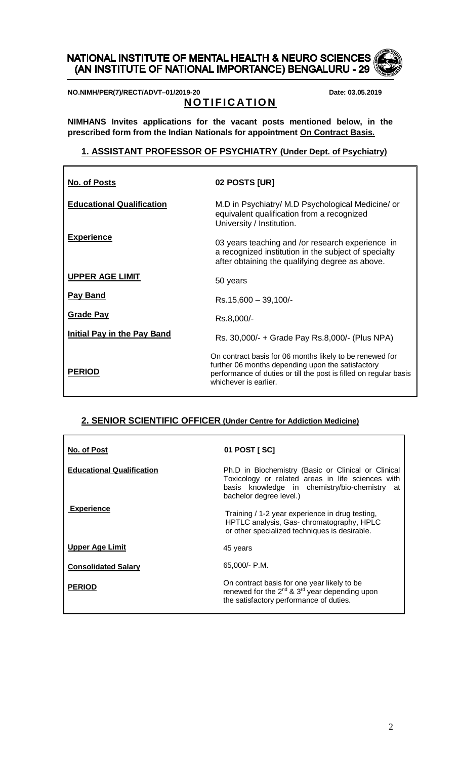# NATIONAL INSTITUTE OF MENTAL HEALTH & NEURO SCIENCES (AN INSTITUTE OF NATIONAL IMPORTANCE) BENGALURU - 29

**NO.NIMH/PER(7)/RECT/ADVT–01/2019-20** **Date: 03.05.2019**

## NOTIFICATION

**NIMHANS Invites applications for the vacant posts mentioned below, in the prescribed form from the Indian Nationals for appointment On Contract Basis.**

### 1. ASSISTANT PROFESSOR OF PSYCHIATRY (Under Dept. of Psychiatry)

| | |
|---|---|
| **No. of Posts** | **02 POSTS [UR]** |
| **Educational Qualification** | M.D in Psychiatry/ M.D Psychological Medicine/ or equivalent qualification from a recognized University / Institution. |
| **Experience** | 03 years teaching and /or research experience in a recognized institution in the subject of specialty after obtaining the qualifying degree as above. |
| **UPPER AGE LIMIT** | 50 years |
| **Pay Band** | Rs.15,600 – 39,100/- |
| **Grade Pay** | Rs.8,000/- |
| **Initial Pay in the Pay Band** | Rs. 30,000/- + Grade Pay Rs.8,000/- (Plus NPA) |
| **PERIOD** | On contract basis for 06 months likely to be renewed for further 06 months depending upon the satisfactory performance of duties or till the post is filled on regular basis whichever is earlier. |

### 2. SENIOR SCIENTIFIC OFFICER (Under Centre for Addiction Medicine)

| | |
|---|---|
| **No. of Post** | **01 POST [ SC]** |
| **Educational Qualification** | Ph.D in Biochemistry (Basic or Clinical or Clinical Toxicology or related areas in life sciences with basis knowledge in chemistry/bio-chemistry at bachelor degree level.) |
| **Experience** | Training / 1-2 year experience in drug testing, HPTLC analysis, Gas- chromatography, HPLC or other specialized techniques is desirable. |
| **Upper Age Limit** | 45 years |
| **Consolidated Salary** | 65,000/- P.M. |
| **PERIOD** | On contract basis for one year likely to be renewed for the 2nd & 3rd year depending upon the satisfactory performance of duties. |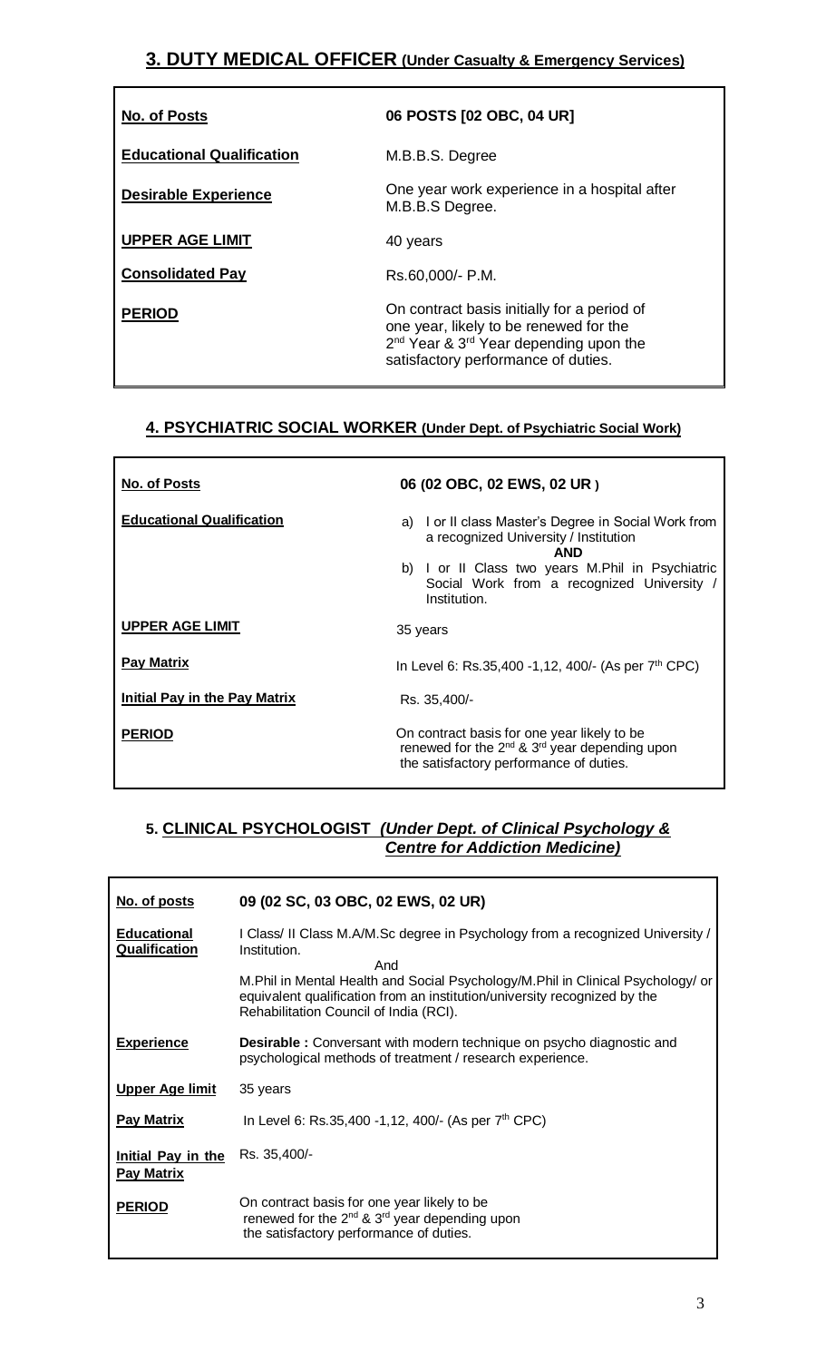## 3. DUTY MEDICAL OFFICER (Under Casualty & Emergency Services)

| | |
|---|---|
| **No. of Posts** | **06 POSTS [02 OBC, 04 UR]** |
| **Educational Qualification** | M.B.B.S. Degree |
| **Desirable Experience** | One year work experience in a hospital after M.B.B.S Degree. |
| **UPPER AGE LIMIT** | 40 years |
| **Consolidated Pay** | Rs.60,000/- P.M. |
| **PERIOD** | On contract basis initially for a period of one year, likely to be renewed for the 2nd Year & 3rd Year depending upon the satisfactory performance of duties. |

## 4. PSYCHIATRIC SOCIAL WORKER (Under Dept. of Psychiatric Social Work)

| | |
|---|---|
| **No. of Posts** | **06 (02 OBC, 02 EWS, 02 UR )** |
| **Educational Qualification** | a) I or II class Master's Degree in Social Work from a recognized University / Institution **AND** b) I or II Class two years M.Phil in Psychiatric Social Work from a recognized University / Institution. |
| **UPPER AGE LIMIT** | 35 years |
| **Pay Matrix** | In Level 6: Rs.35,400 -1,12, 400/- (As per 7th CPC) |
| **Initial Pay in the Pay Matrix** | Rs. 35,400/- |
| **PERIOD** | On contract basis for one year likely to be renewed for the 2nd & 3rd year depending upon the satisfactory performance of duties. |

## 5. CLINICAL PSYCHOLOGIST *(Under Dept. of Clinical Psychology & Centre for Addiction Medicine)*

| | |
|---|---|
| **No. of posts** | **09 (02 SC, 03 OBC, 02 EWS, 02 UR)** |
| **Educational Qualification** | I Class/ II Class M.A/M.Sc degree in Psychology from a recognized University / Institution. And M.Phil in Mental Health and Social Psychology/M.Phil in Clinical Psychology/ or equivalent qualification from an institution/university recognized by the Rehabilitation Council of India (RCI). |
| **Experience** | **Desirable :** Conversant with modern technique on psycho diagnostic and psychological methods of treatment / research experience. |
| **Upper Age limit** | 35 years |
| **Pay Matrix** | In Level 6: Rs.35,400 -1,12, 400/- (As per 7th CPC) |
| **Initial Pay in the Pay Matrix** | Rs. 35,400/- |
| **PERIOD** | On contract basis for one year likely to be renewed for the 2nd & 3rd year depending upon the satisfactory performance of duties. |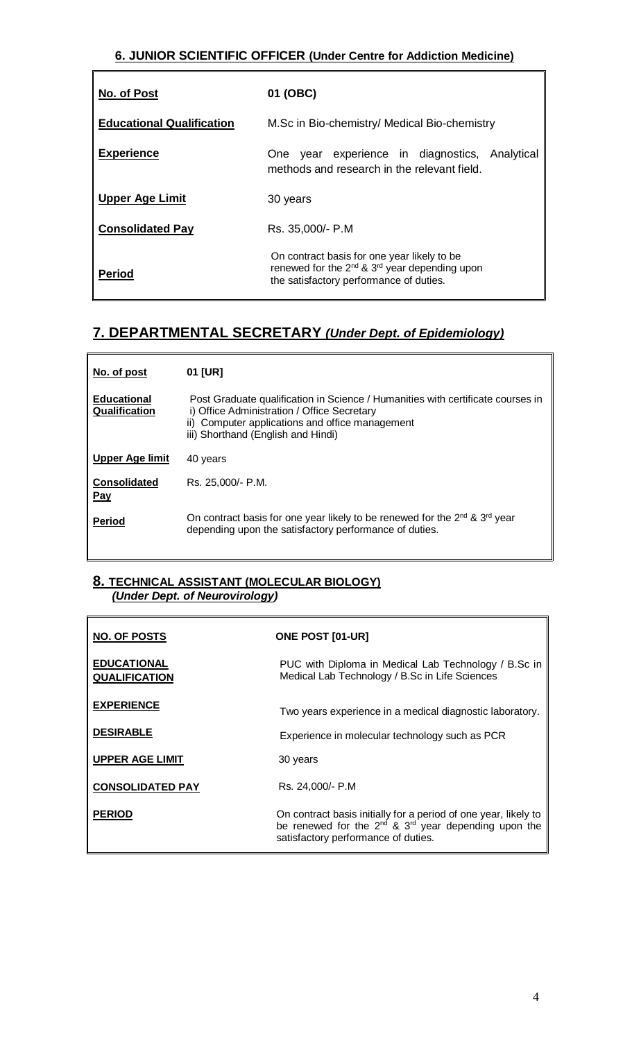### **6. JUNIOR SCIENTIFIC OFFICER (Under Centre for Addiction Medicine)**

| | |
|---|---|
| **No. of Post** | **01 (OBC)** |
| **Educational Qualification** | M.Sc in Bio-chemistry/ Medical Bio-chemistry |
| **Experience** | One year experience in diagnostics, Analytical methods and research in the relevant field. |
| **Upper Age Limit** | 30 years |
| **Consolidated Pay** | Rs. 35,000/- P.M |
| **Period** | On contract basis for one year likely to be renewed for the 2nd & 3rd year depending upon the satisfactory performance of duties. |

## **7. DEPARTMENTAL SECRETARY *(Under Dept. of Epidemiology)***

| | |
|---|---|
| **No. of post** | **01 [UR]** |
| **Educational Qualification** | Post Graduate qualification in Science / Humanities with certificate courses in<br>i) Office Administration / Office Secretary<br>ii) Computer applications and office management<br>iii) Shorthand (English and Hindi) |
| **Upper Age limit** | 40 years |
| **Consolidated Pay** | Rs. 25,000/- P.M. |
| **Period** | On contract basis for one year likely to be renewed for the 2nd & 3rd year depending upon the satisfactory performance of duties. |

### **8. TECHNICAL ASSISTANT (MOLECULAR BIOLOGY) *(Under Dept. of Neurovirology)***

| | |
|---|---|
| **NO. OF POSTS** | **ONE POST [01-UR]** |
| **EDUCATIONAL QUALIFICATION** | PUC with Diploma in Medical Lab Technology / B.Sc in Medical Lab Technology / B.Sc in Life Sciences |
| **EXPERIENCE** | Two years experience in a medical diagnostic laboratory. |
| **DESIRABLE** | Experience in molecular technology such as PCR |
| **UPPER AGE LIMIT** | 30 years |
| **CONSOLIDATED PAY** | Rs. 24,000/- P.M |
| **PERIOD** | On contract basis initially for a period of one year, likely to be renewed for the 2nd & 3rd year depending upon the satisfactory performance of duties. |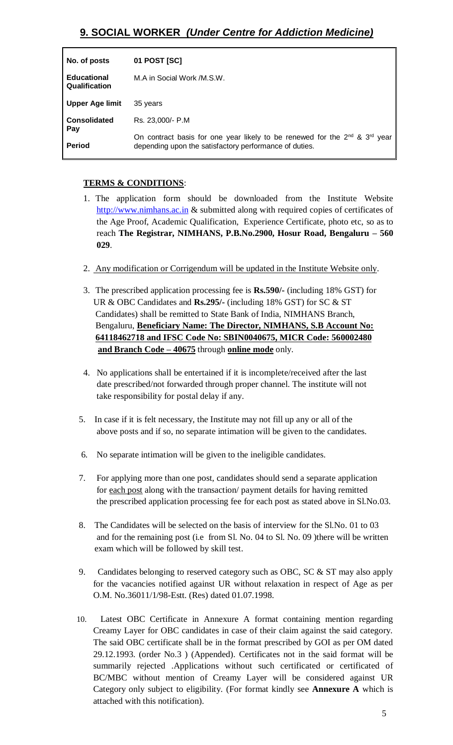## 9. SOCIAL WORKER *(Under Centre for Addiction Medicine)*

| | |
|---|---|
| **No. of posts** | **01 POST [SC]** |
| **Educational Qualification** | M.A in Social Work /M.S.W. |
| **Upper Age limit** | 35 years |
| **Consolidated Pay** | Rs. 23,000/- P.M |
| **Period** | On contract basis for one year likely to be renewed for the 2nd & 3rd year depending upon the satisfactory performance of duties. |

**TERMS & CONDITIONS**:

1. The application form should be downloaded from the Institute Website http://www.nimhans.ac.in & submitted along with required copies of certificates of the Age Proof, Academic Qualification, Experience Certificate, photo etc, so as to reach **The Registrar, NIMHANS, P.B.No.2900, Hosur Road, Bengaluru – 560 029**.

2. Any modification or Corrigendum will be updated in the Institute Website only.

3. The prescribed application processing fee is **Rs.590/-** (including 18% GST) for UR & OBC Candidates and **Rs.295/-** (including 18% GST) for SC & ST Candidates) shall be remitted to State Bank of India, NIMHANS Branch, Bengaluru, **Beneficiary Name: The Director, NIMHANS, S.B Account No: 64118462718 and IFSC Code No: SBIN0040675, MICR Code: 560002480 and Branch Code – 40675** through **online mode** only.

4. No applications shall be entertained if it is incomplete/received after the last date prescribed/not forwarded through proper channel. The institute will not take responsibility for postal delay if any.

5. In case if it is felt necessary, the Institute may not fill up any or all of the above posts and if so, no separate intimation will be given to the candidates.

6. No separate intimation will be given to the ineligible candidates.

7. For applying more than one post, candidates should send a separate application for each post along with the transaction/ payment details for having remitted the prescribed application processing fee for each post as stated above in Sl.No.03.

8. The Candidates will be selected on the basis of interview for the Sl.No. 01 to 03 and for the remaining post (i.e from Sl. No. 04 to Sl. No. 09 )there will be written exam which will be followed by skill test.

9. Candidates belonging to reserved category such as OBC, SC & ST may also apply for the vacancies notified against UR without relaxation in respect of Age as per O.M. No.36011/1/98-Estt. (Res) dated 01.07.1998.

10. Latest OBC Certificate in Annexure A format containing mention regarding Creamy Layer for OBC candidates in case of their claim against the said category. The said OBC certificate shall be in the format prescribed by GOI as per OM dated 29.12.1993. (order No.3 ) (Appended). Certificates not in the said format will be summarily rejected .Applications without such certificated or certificated of BC/MBC without mention of Creamy Layer will be considered against UR Category only subject to eligibility. (For format kindly see **Annexure A** which is attached with this notification).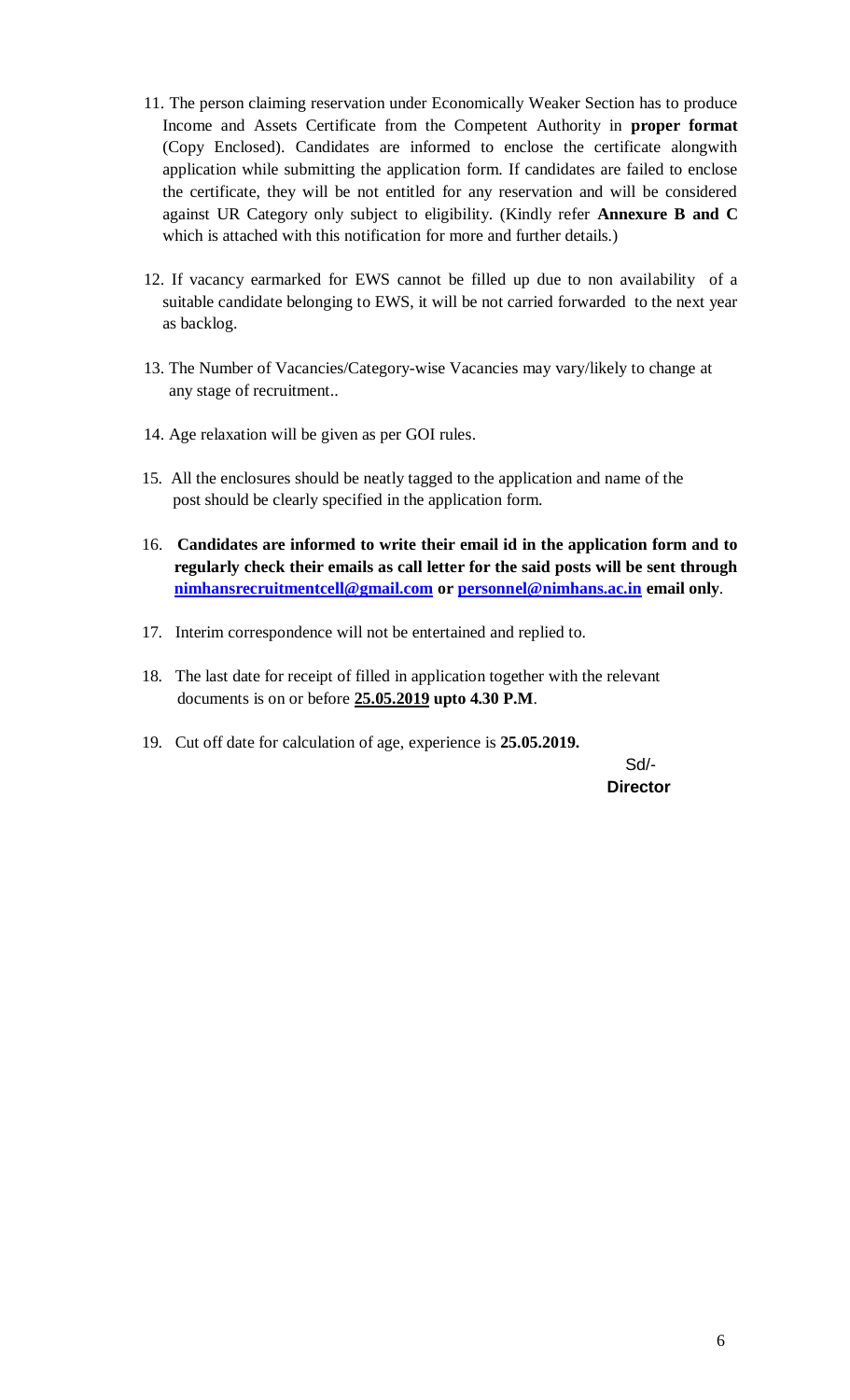11. The person claiming reservation under Economically Weaker Section has to produce Income and Assets Certificate from the Competent Authority in **proper format** (Copy Enclosed). Candidates are informed to enclose the certificate alongwith application while submitting the application form. If candidates are failed to enclose the certificate, they will be not entitled for any reservation and will be considered against UR Category only subject to eligibility. (Kindly refer **Annexure B and C** which is attached with this notification for more and further details.)

12. If vacancy earmarked for EWS cannot be filled up due to non availability of a suitable candidate belonging to EWS, it will be not carried forwarded to the next year as backlog.

13. The Number of Vacancies/Category-wise Vacancies may vary/likely to change at any stage of recruitment..

14. Age relaxation will be given as per GOI rules.

15. All the enclosures should be neatly tagged to the application and name of the post should be clearly specified in the application form.

16. **Candidates are informed to write their email id in the application form and to regularly check their emails as call letter for the said posts will be sent through nimhansrecruitmentcell@gmail.com or personnel@nimhans.ac.in email only**.

17. Interim correspondence will not be entertained and replied to.

18. The last date for receipt of filled in application together with the relevant documents is on or before **25.05.2019 upto 4.30 P.M**.

19. Cut off date for calculation of age, experience is **25.05.2019.**

Sd/-
**Director**